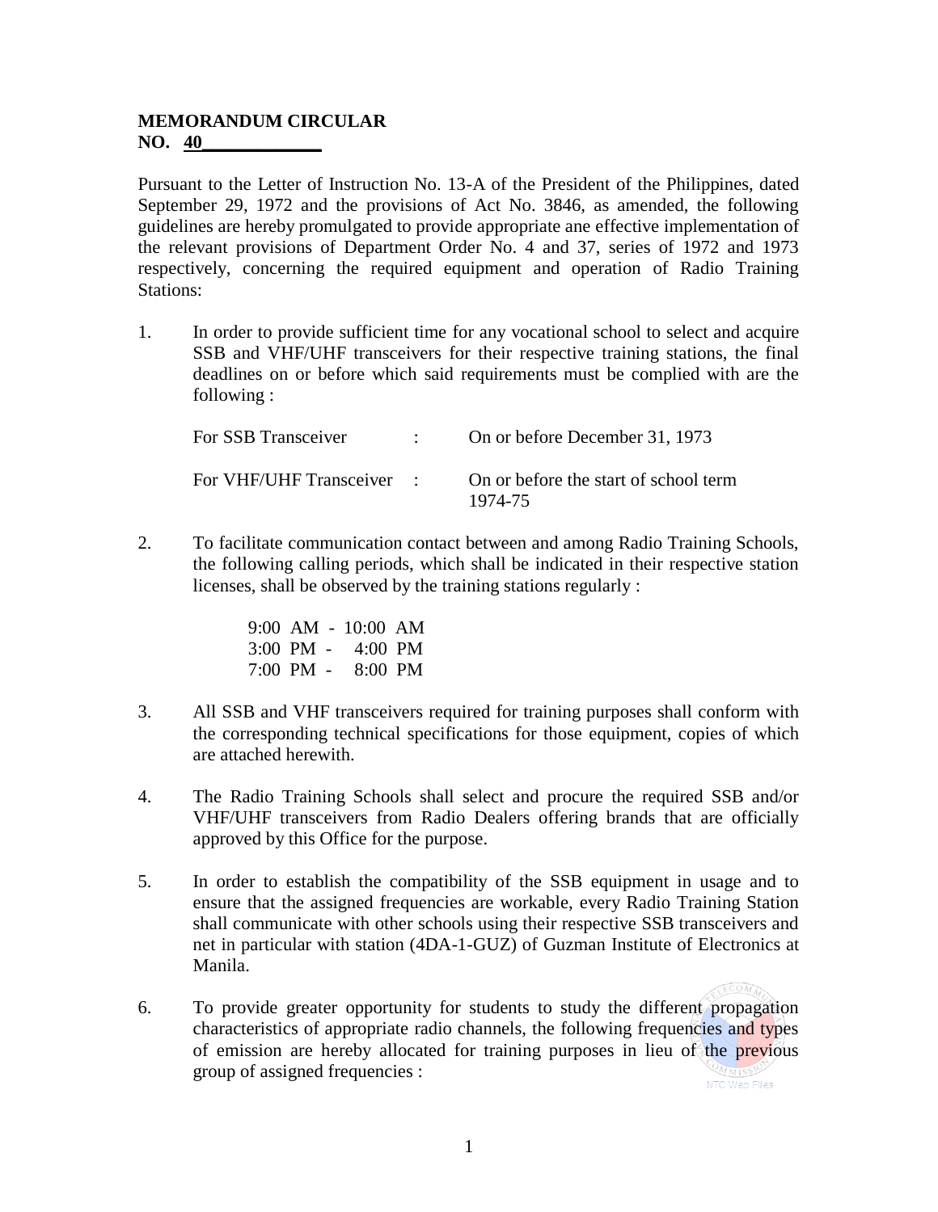**MEMORANDUM CIRCULAR**
**NO. 40**

Pursuant to the Letter of Instruction No. 13-A of the President of the Philippines, dated September 29, 1972 and the provisions of Act No. 3846, as amended, the following guidelines are hereby promulgated to provide appropriate ane effective implementation of the relevant provisions of Department Order No. 4 and 37, series of 1972 and 1973 respectively, concerning the required equipment and operation of Radio Training Stations:

1. In order to provide sufficient time for any vocational school to select and acquire SSB and VHF/UHF transceivers for their respective training stations, the final deadlines on or before which said requirements must be complied with are the following :

   | | | |
   |---|---|---|
   | For SSB Transceiver | : | On or before December 31, 1973 |
   | For VHF/UHF Transceiver | : | On or before the start of school term 1974-75 |

2. To facilitate communication contact between and among Radio Training Schools, the following calling periods, which shall be indicated in their respective station licenses, shall be observed by the training stations regularly :

   9:00 AM - 10:00 AM
   3:00 PM - 4:00 PM
   7:00 PM - 8:00 PM

3. All SSB and VHF transceivers required for training purposes shall conform with the corresponding technical specifications for those equipment, copies of which are attached herewith.

4. The Radio Training Schools shall select and procure the required SSB and/or VHF/UHF transceivers from Radio Dealers offering brands that are officially approved by this Office for the purpose.

5. In order to establish the compatibility of the SSB equipment in usage and to ensure that the assigned frequencies are workable, every Radio Training Station shall communicate with other schools using their respective SSB transceivers and net in particular with station (4DA-1-GUZ) of Guzman Institute of Electronics at Manila.

6. To provide greater opportunity for students to study the different propagation characteristics of appropriate radio channels, the following frequencies and types of emission are hereby allocated for training purposes in lieu of the previous group of assigned frequencies :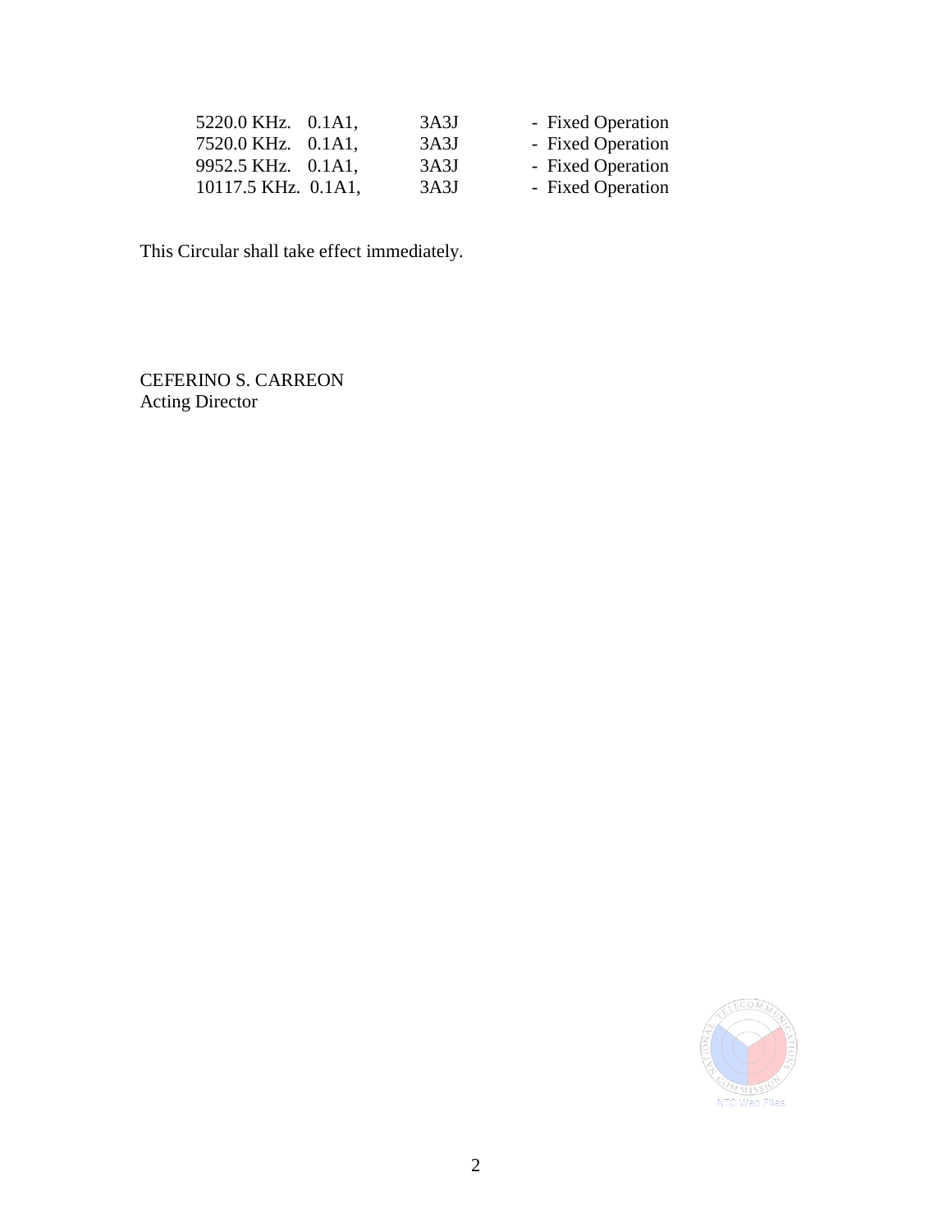| | | |
|---|---|---|
| 5220.0 KHz. 0.1A1, | 3A3J | - Fixed Operation |
| 7520.0 KHz. 0.1A1, | 3A3J | - Fixed Operation |
| 9952.5 KHz. 0.1A1, | 3A3J | - Fixed Operation |
| 10117.5 KHz. 0.1A1, | 3A3J | - Fixed Operation |

This Circular shall take effect immediately.

CEFERINO S. CARREON
Acting Director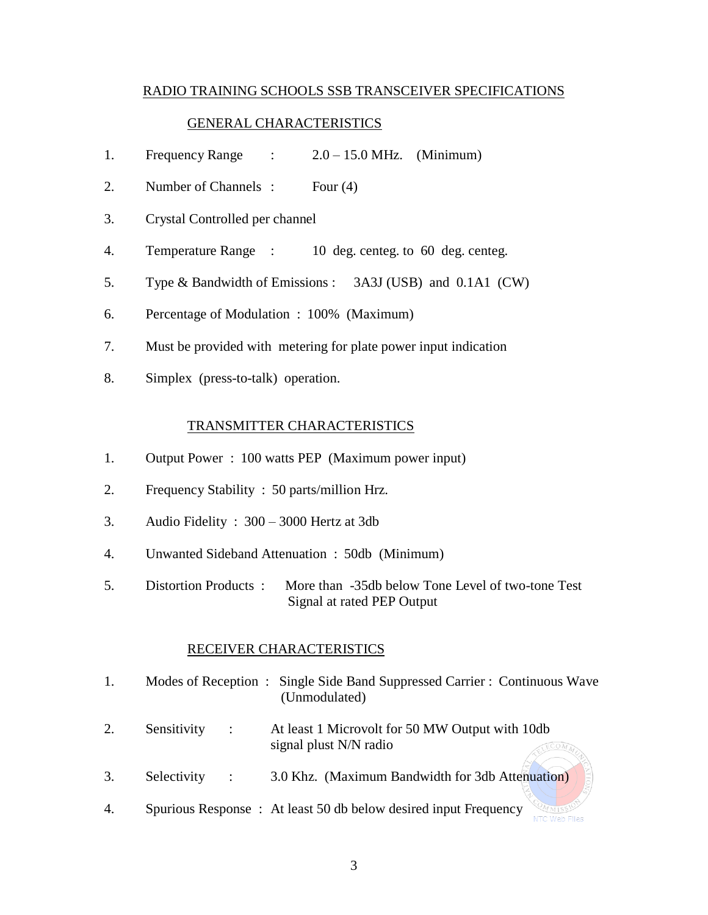# RADIO TRAINING SCHOOLS SSB TRANSCEIVER SPECIFICATIONS

## GENERAL CHARACTERISTICS

1. Frequency Range : 2.0 – 15.0 MHz. (Minimum)
2. Number of Channels : Four (4)
3. Crystal Controlled per channel
4. Temperature Range : 10 deg. centeg. to 60 deg. centeg.
5. Type & Bandwidth of Emissions : 3A3J (USB) and 0.1A1 (CW)
6. Percentage of Modulation : 100% (Maximum)
7. Must be provided with metering for plate power input indication
8. Simplex (press-to-talk) operation.

## TRANSMITTER CHARACTERISTICS

1. Output Power : 100 watts PEP (Maximum power input)
2. Frequency Stability : 50 parts/million Hrz.
3. Audio Fidelity : 300 – 3000 Hertz at 3db
4. Unwanted Sideband Attenuation : 50db (Minimum)
5. Distortion Products : More than -35db below Tone Level of two-tone Test Signal at rated PEP Output

## RECEIVER CHARACTERISTICS

1. Modes of Reception : Single Side Band Suppressed Carrier : Continuous Wave (Unmodulated)
2. Sensitivity : At least 1 Microvolt for 50 MW Output with 10db signal plust N/N radio
3. Selectivity : 3.0 Khz. (Maximum Bandwidth for 3db Attenuation)
4. Spurious Response : At least 50 db below desired input Frequency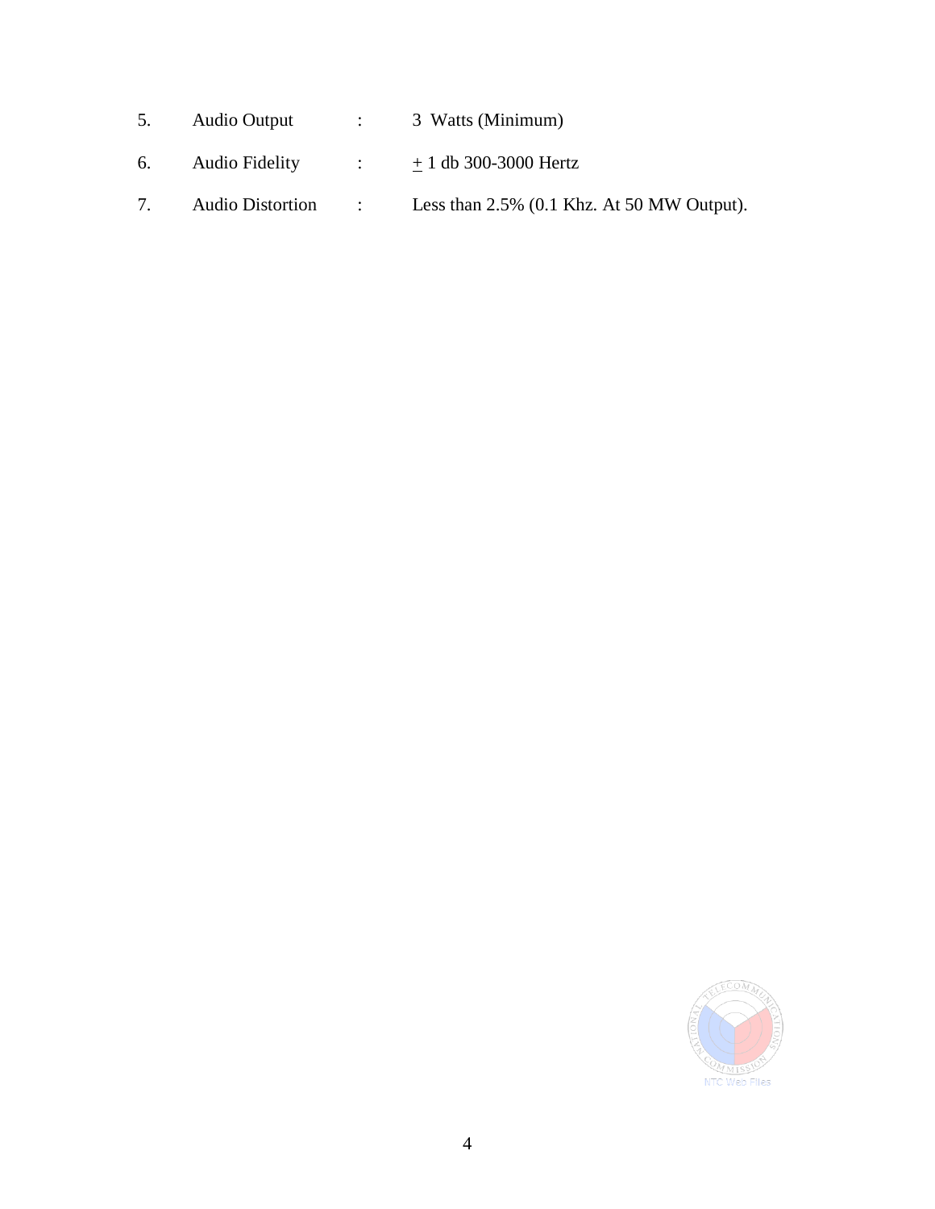5. Audio Output : 3 Watts (Minimum)

6. Audio Fidelity : ± 1 db 300-3000 Hertz

7. Audio Distortion : Less than 2.5% (0.1 Khz. At 50 MW Output).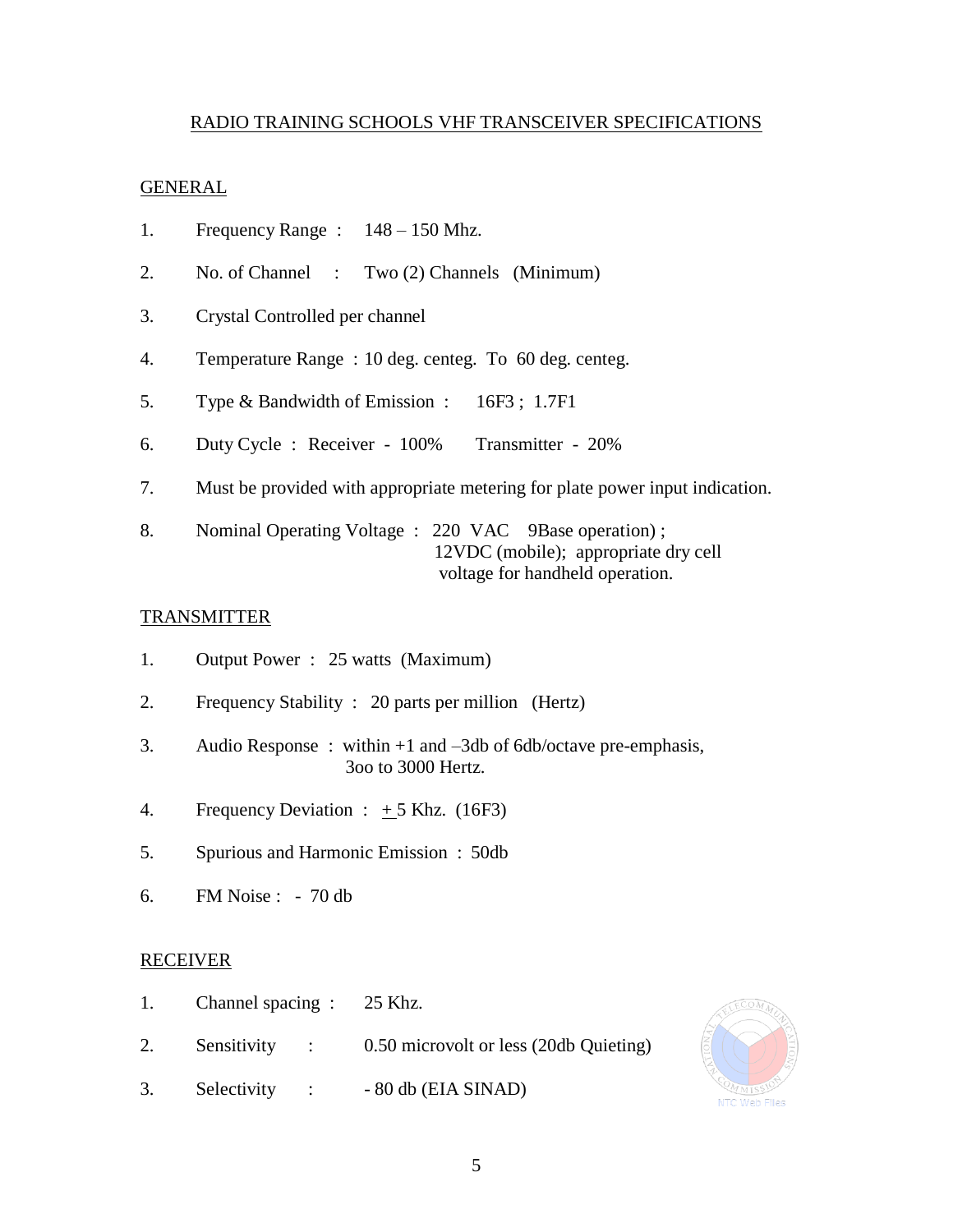# RADIO TRAINING SCHOOLS VHF TRANSCEIVER SPECIFICATIONS

## GENERAL

1. Frequency Range : 148 – 150 Mhz.
2. No. of Channel : Two (2) Channels (Minimum)
3. Crystal Controlled per channel
4. Temperature Range : 10 deg. centeg. To 60 deg. centeg.
5. Type & Bandwidth of Emission : 16F3 ; 1.7F1
6. Duty Cycle : Receiver - 100% Transmitter - 20%
7. Must be provided with appropriate metering for plate power input indication.
8. Nominal Operating Voltage : 220 VAC 9Base operation) ; 12VDC (mobile); appropriate dry cell voltage for handheld operation.

## TRANSMITTER

1. Output Power : 25 watts (Maximum)
2. Frequency Stability : 20 parts per million (Hertz)
3. Audio Response : within +1 and –3db of 6db/octave pre-emphasis, 3oo to 3000 Hertz.
4. Frequency Deviation : ± 5 Khz. (16F3)
5. Spurious and Harmonic Emission : 50db
6. FM Noise : - 70 db

## RECEIVER

1. Channel spacing : 25 Khz.
2. Sensitivity : 0.50 microvolt or less (20db Quieting)
3. Selectivity : - 80 db (EIA SINAD)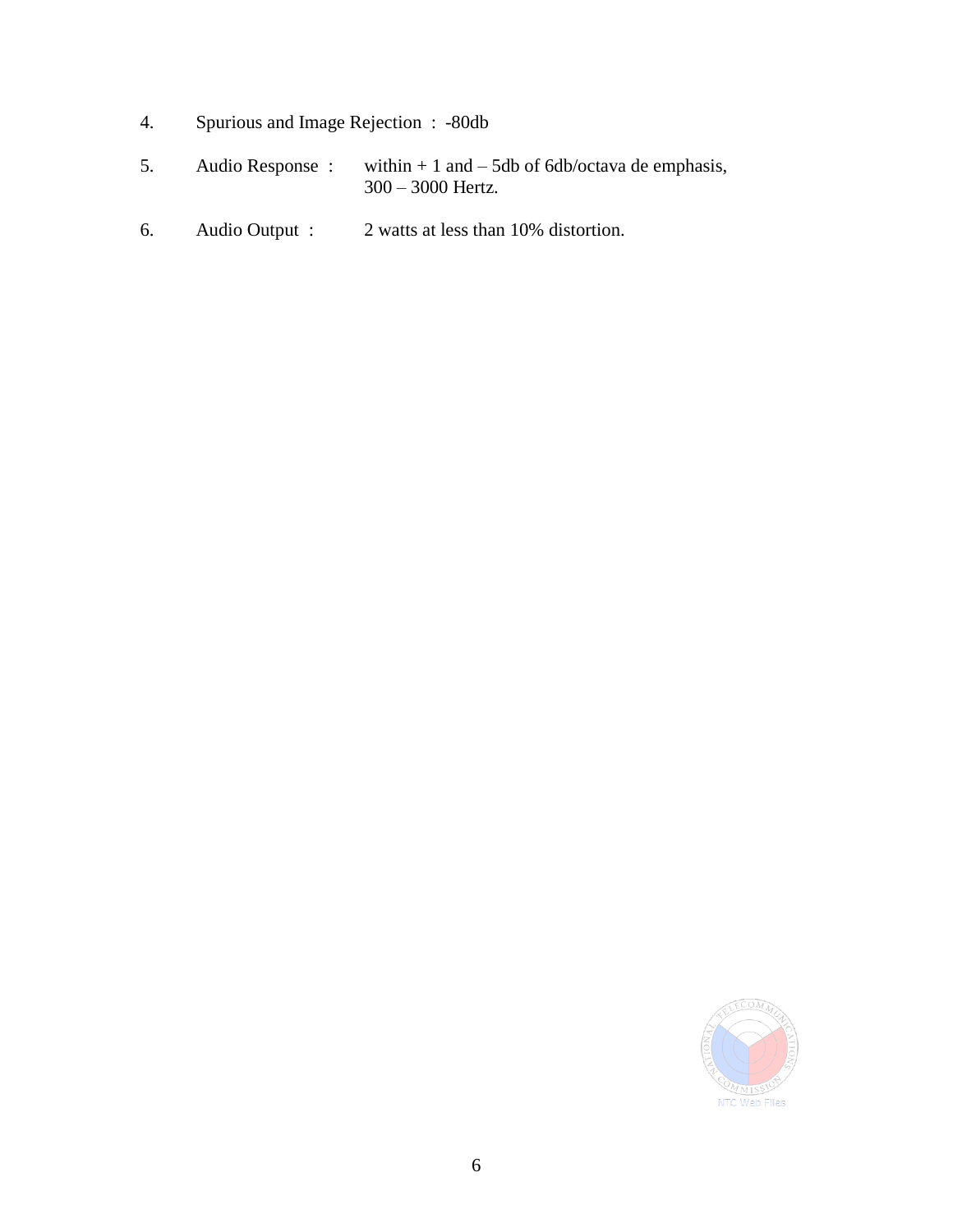4. Spurious and Image Rejection : -80db

5. Audio Response : within + 1 and – 5db of 6db/octava de emphasis, 300 – 3000 Hertz.

6. Audio Output : 2 watts at less than 10% distortion.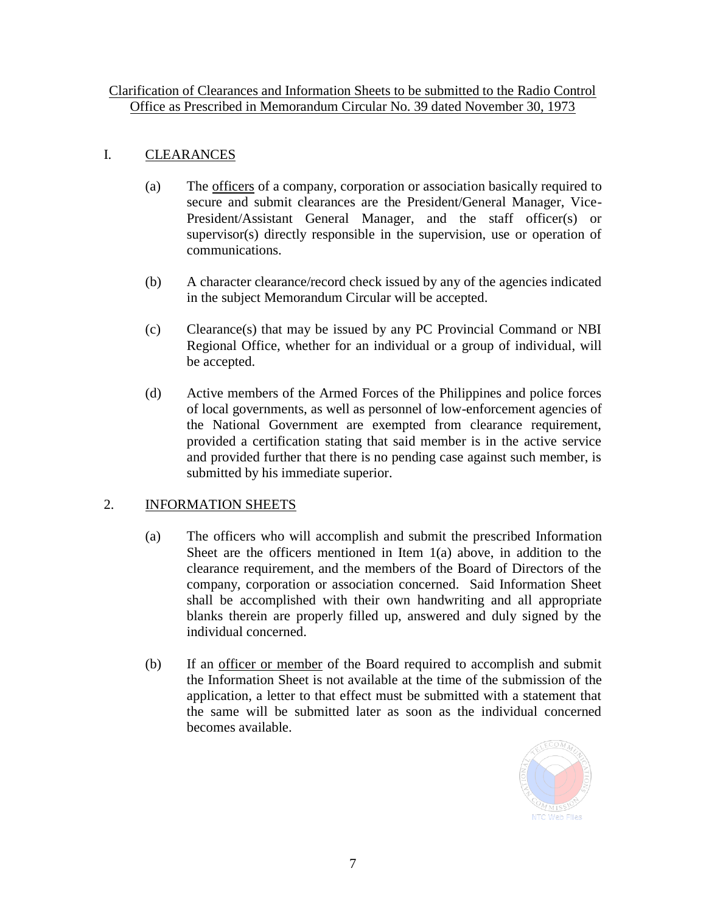Clarification of Clearances and Information Sheets to be submitted to the Radio Control Office as Prescribed in Memorandum Circular No. 39 dated November 30, 1973

I. CLEARANCES

(a) The officers of a company, corporation or association basically required to secure and submit clearances are the President/General Manager, Vice-President/Assistant General Manager, and the staff officer(s) or supervisor(s) directly responsible in the supervision, use or operation of communications.

(b) A character clearance/record check issued by any of the agencies indicated in the subject Memorandum Circular will be accepted.

(c) Clearance(s) that may be issued by any PC Provincial Command or NBI Regional Office, whether for an individual or a group of individual, will be accepted.

(d) Active members of the Armed Forces of the Philippines and police forces of local governments, as well as personnel of low-enforcement agencies of the National Government are exempted from clearance requirement, provided a certification stating that said member is in the active service and provided further that there is no pending case against such member, is submitted by his immediate superior.

2. INFORMATION SHEETS

(a) The officers who will accomplish and submit the prescribed Information Sheet are the officers mentioned in Item 1(a) above, in addition to the clearance requirement, and the members of the Board of Directors of the company, corporation or association concerned. Said Information Sheet shall be accomplished with their own handwriting and all appropriate blanks therein are properly filled up, answered and duly signed by the individual concerned.

(b) If an officer or member of the Board required to accomplish and submit the Information Sheet is not available at the time of the submission of the application, a letter to that effect must be submitted with a statement that the same will be submitted later as soon as the individual concerned becomes available.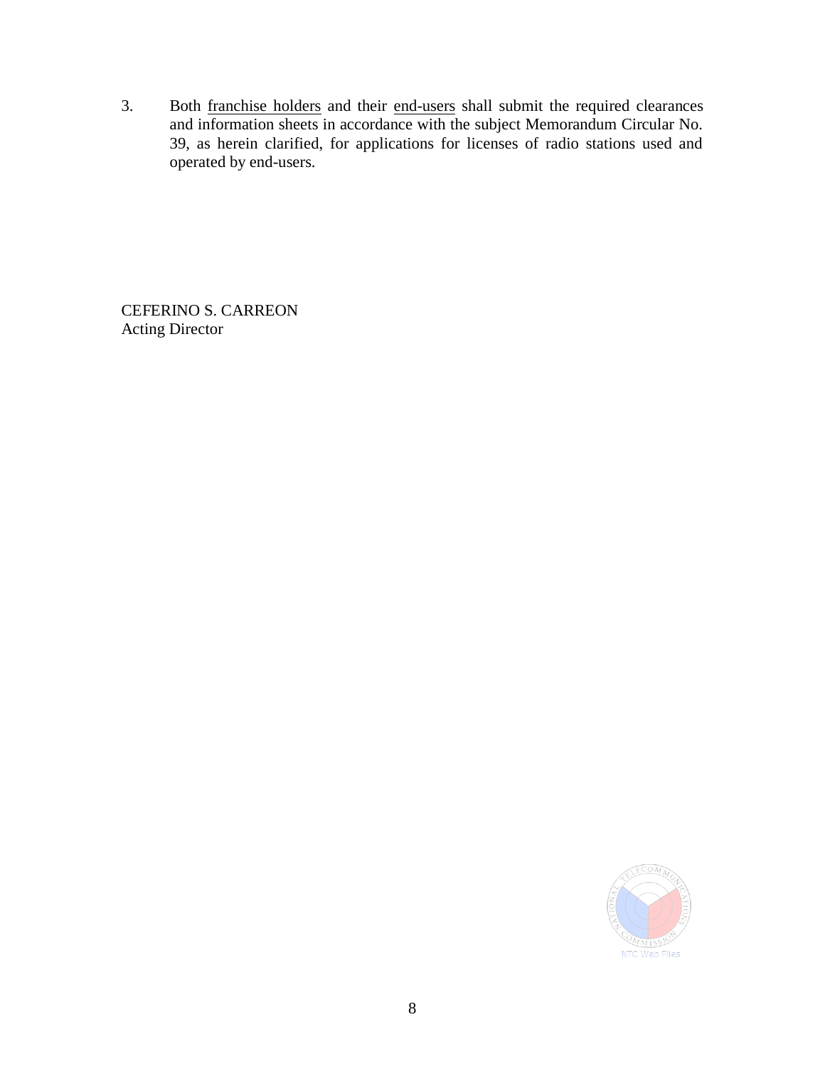3. Both franchise holders and their end-users shall submit the required clearances and information sheets in accordance with the subject Memorandum Circular No. 39, as herein clarified, for applications for licenses of radio stations used and operated by end-users.

CEFERINO S. CARREON
Acting Director